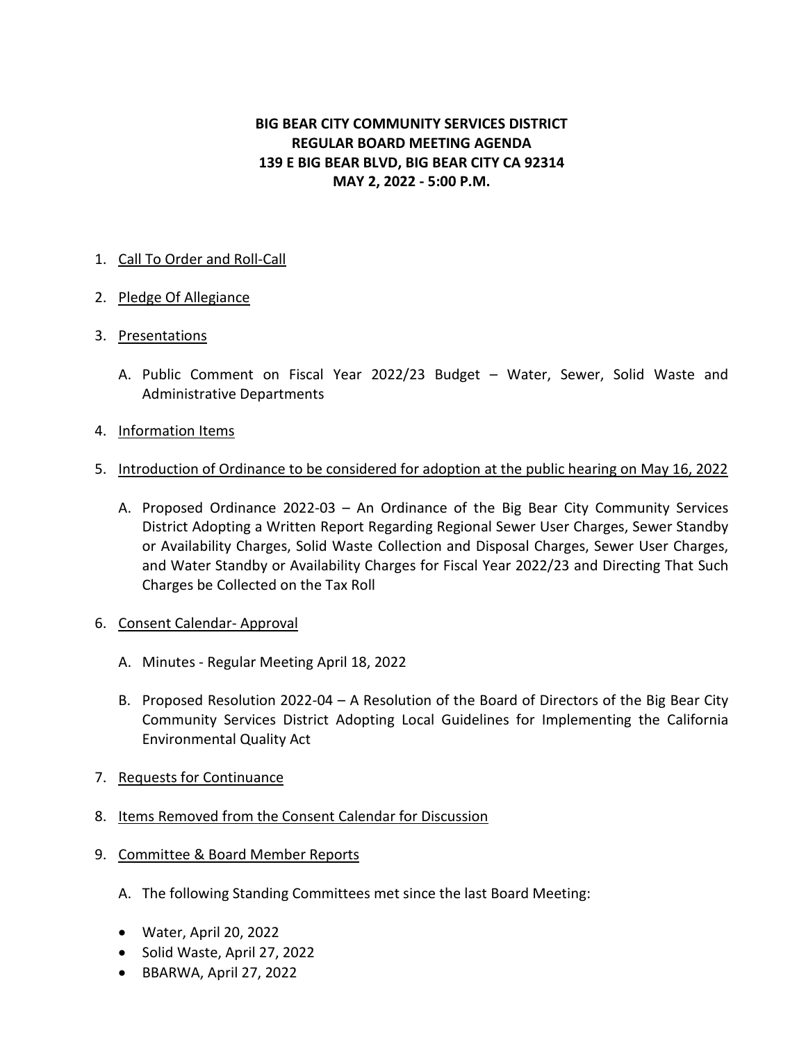**BIG BEAR CITY COMMUNITY SERVICES DISTRICT**
**REGULAR BOARD MEETING AGENDA**
**139 E BIG BEAR BLVD, BIG BEAR CITY CA 92314**
**MAY 2, 2022 - 5:00 P.M.**

1. Call To Order and Roll-Call

2. Pledge Of Allegiance

3. Presentations

   A. Public Comment on Fiscal Year 2022/23 Budget – Water, Sewer, Solid Waste and Administrative Departments

4. Information Items

5. Introduction of Ordinance to be considered for adoption at the public hearing on May 16, 2022

   A. Proposed Ordinance 2022-03 – An Ordinance of the Big Bear City Community Services District Adopting a Written Report Regarding Regional Sewer User Charges, Sewer Standby or Availability Charges, Solid Waste Collection and Disposal Charges, Sewer User Charges, and Water Standby or Availability Charges for Fiscal Year 2022/23 and Directing That Such Charges be Collected on the Tax Roll

6. Consent Calendar- Approval

   A. Minutes - Regular Meeting April 18, 2022

   B. Proposed Resolution 2022-04 – A Resolution of the Board of Directors of the Big Bear City Community Services District Adopting Local Guidelines for Implementing the California Environmental Quality Act

7. Requests for Continuance

8. Items Removed from the Consent Calendar for Discussion

9. Committee & Board Member Reports

   A. The following Standing Committees met since the last Board Meeting:

   - Water, April 20, 2022
   - Solid Waste, April 27, 2022
   - BBARWA, April 27, 2022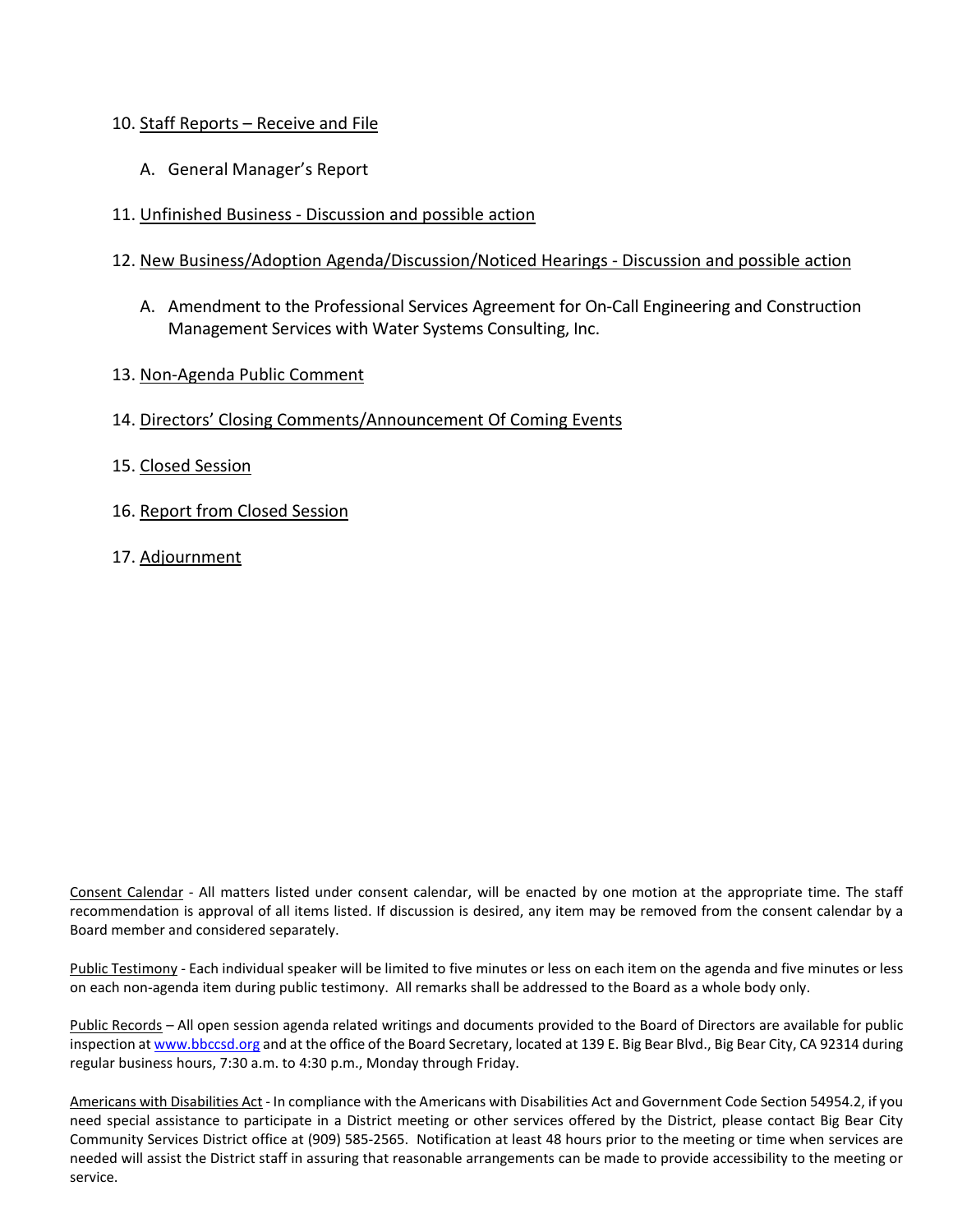10. Staff Reports – Receive and File

    A. General Manager's Report

11. Unfinished Business - Discussion and possible action

12. New Business/Adoption Agenda/Discussion/Noticed Hearings - Discussion and possible action

    A. Amendment to the Professional Services Agreement for On-Call Engineering and Construction Management Services with Water Systems Consulting, Inc.

13. Non-Agenda Public Comment

14. Directors' Closing Comments/Announcement Of Coming Events

15. Closed Session

16. Report from Closed Session

17. Adjournment

Consent Calendar - All matters listed under consent calendar, will be enacted by one motion at the appropriate time. The staff recommendation is approval of all items listed. If discussion is desired, any item may be removed from the consent calendar by a Board member and considered separately.

Public Testimony - Each individual speaker will be limited to five minutes or less on each item on the agenda and five minutes or less on each non-agenda item during public testimony. All remarks shall be addressed to the Board as a whole body only.

Public Records – All open session agenda related writings and documents provided to the Board of Directors are available for public inspection at www.bbccsd.org and at the office of the Board Secretary, located at 139 E. Big Bear Blvd., Big Bear City, CA 92314 during regular business hours, 7:30 a.m. to 4:30 p.m., Monday through Friday.

Americans with Disabilities Act - In compliance with the Americans with Disabilities Act and Government Code Section 54954.2, if you need special assistance to participate in a District meeting or other services offered by the District, please contact Big Bear City Community Services District office at (909) 585-2565. Notification at least 48 hours prior to the meeting or time when services are needed will assist the District staff in assuring that reasonable arrangements can be made to provide accessibility to the meeting or service.